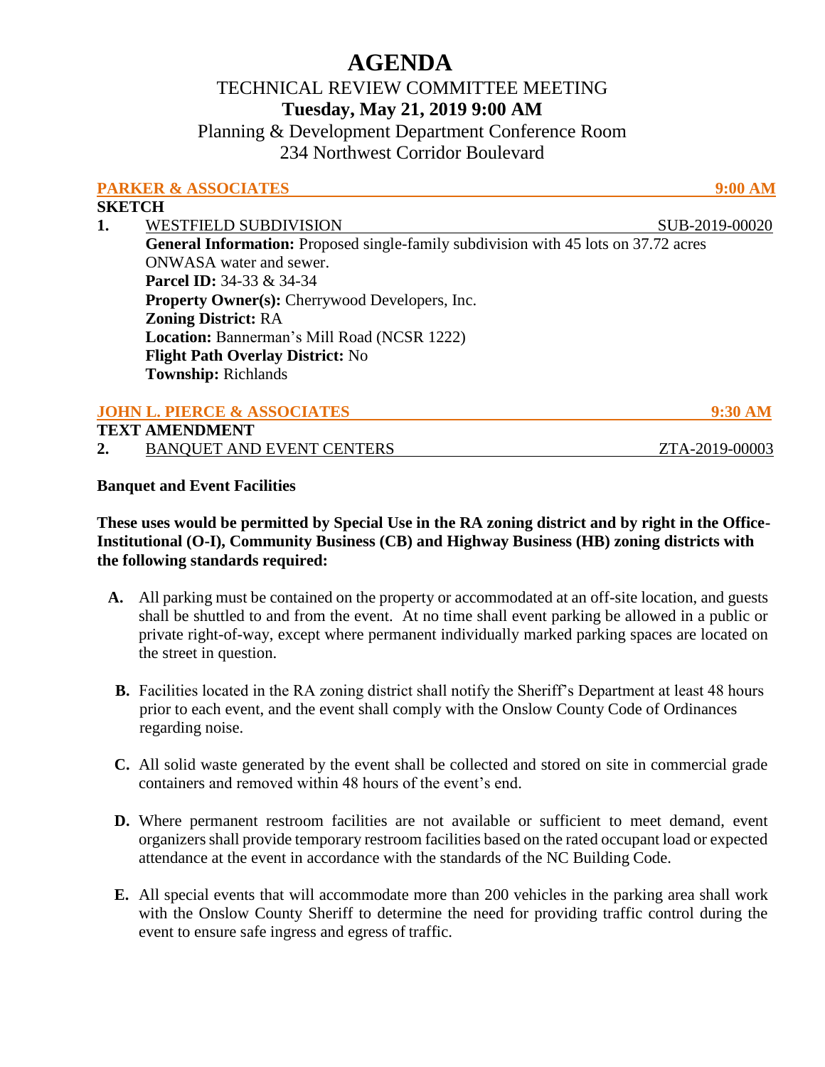# AGENDA

## TECHNICAL REVIEW COMMITTEE MEETING

**Tuesday, May 21, 2019 9:00 AM**

Planning & Development Department Conference Room
234 Northwest Corridor Boulevard

**PARKER & ASSOCIATES** **9:00 AM**

**SKETCH**

**1.** WESTFIELD SUBDIVISION SUB-2019-00020

**General Information:** Proposed single-family subdivision with 45 lots on 37.72 acres ONWASA water and sewer.
**Parcel ID:** 34-33 & 34-34
**Property Owner(s):** Cherrywood Developers, Inc.
**Zoning District:** RA
**Location:** Bannerman's Mill Road (NCSR 1222)
**Flight Path Overlay District:** No
**Township:** Richlands

**JOHN L. PIERCE & ASSOCIATES** **9:30 AM**

**TEXT AMENDMENT**

**2.** BANQUET AND EVENT CENTERS ZTA-2019-00003

**Banquet and Event Facilities**

**These uses would be permitted by Special Use in the RA zoning district and by right in the Office-Institutional (O-I), Community Business (CB) and Highway Business (HB) zoning districts with the following standards required:**

**A.** All parking must be contained on the property or accommodated at an off-site location, and guests shall be shuttled to and from the event. At no time shall event parking be allowed in a public or private right-of-way, except where permanent individually marked parking spaces are located on the street in question.

**B.** Facilities located in the RA zoning district shall notify the Sheriff's Department at least 48 hours prior to each event, and the event shall comply with the Onslow County Code of Ordinances regarding noise.

**C.** All solid waste generated by the event shall be collected and stored on site in commercial grade containers and removed within 48 hours of the event's end.

**D.** Where permanent restroom facilities are not available or sufficient to meet demand, event organizers shall provide temporary restroom facilities based on the rated occupant load or expected attendance at the event in accordance with the standards of the NC Building Code.

**E.** All special events that will accommodate more than 200 vehicles in the parking area shall work with the Onslow County Sheriff to determine the need for providing traffic control during the event to ensure safe ingress and egress of traffic.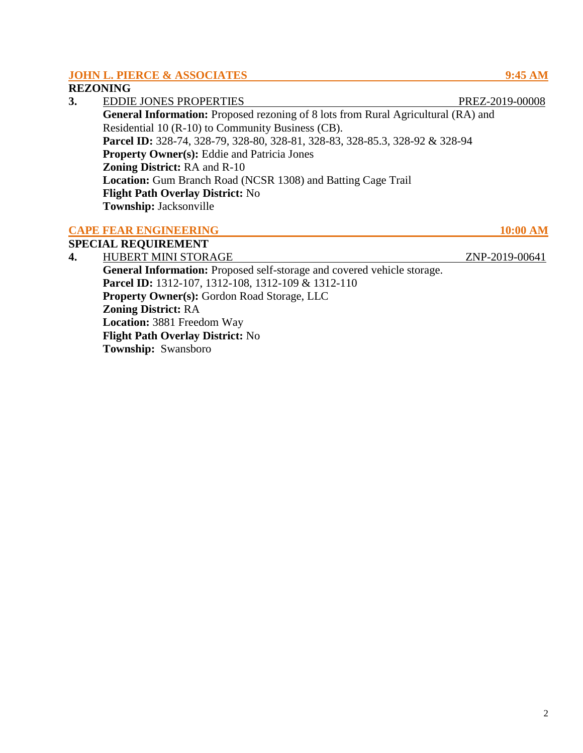## JOHN L. PIERCE & ASSOCIATES 9:45 AM

**REZONING**

**3.** EDDIE JONES PROPERTIES PREZ-2019-00008

**General Information:** Proposed rezoning of 8 lots from Rural Agricultural (RA) and Residential 10 (R-10) to Community Business (CB).
**Parcel ID:** 328-74, 328-79, 328-80, 328-81, 328-83, 328-85.3, 328-92 & 328-94
**Property Owner(s):** Eddie and Patricia Jones
**Zoning District:** RA and R-10
**Location:** Gum Branch Road (NCSR 1308) and Batting Cage Trail
**Flight Path Overlay District:** No
**Township:** Jacksonville

## CAPE FEAR ENGINEERING 10:00 AM

**SPECIAL REQUIREMENT**

**4.** HUBERT MINI STORAGE ZNP-2019-00641

**General Information:** Proposed self-storage and covered vehicle storage.
**Parcel ID:** 1312-107, 1312-108, 1312-109 & 1312-110
**Property Owner(s):** Gordon Road Storage, LLC
**Zoning District:** RA
**Location:** 3881 Freedom Way
**Flight Path Overlay District:** No
**Township:** Swansboro